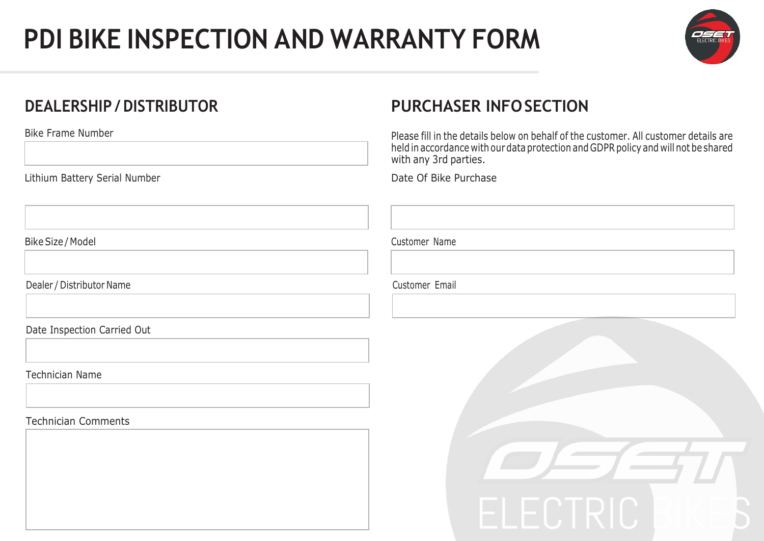# PDI BIKE INSPECTION AND WARRANTY FORM

## DEALERSHIP / DISTRIBUTOR

Bike Frame Number

Lithium Battery Serial Number

Bike Size / Model

Dealer / Distributor Name

Date Inspection Carried Out

Technician Name

Technician Comments

## PURCHASER INFO SECTION

Please fill in the details below on behalf of the customer. All customer details are held in accordance with our data protection and GDPR policy and will not be shared with any 3rd parties.

Date Of Bike Purchase

Customer Name

Customer Email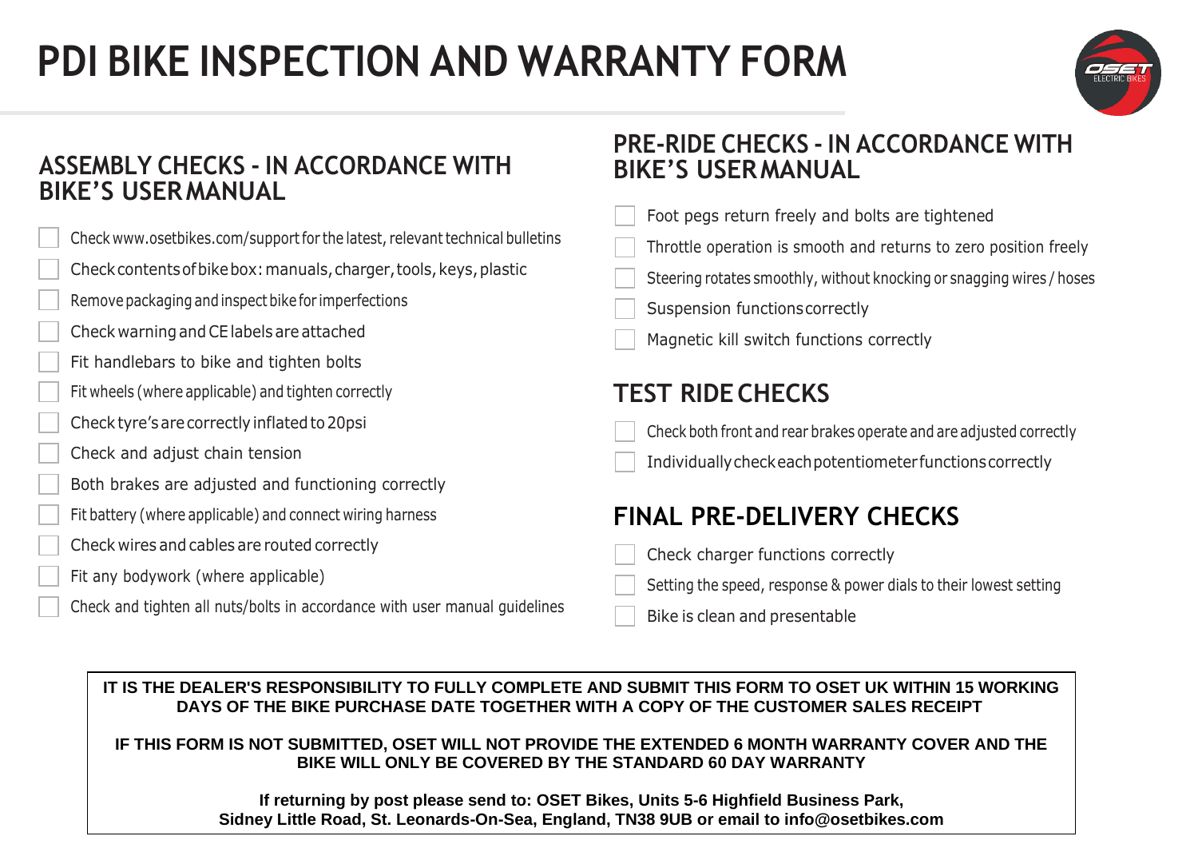# PDI BIKE INSPECTION AND WARRANTY FORM

## ASSEMBLY CHECKS - IN ACCORDANCE WITH BIKE'S USER MANUAL

- [ ] Check www.osetbikes.com/support for the latest, relevant technical bulletins
- [ ] Check contents of bike box: manuals, charger, tools, keys, plastic
- [ ] Remove packaging and inspect bike for imperfections
- [ ] Check warning and CE labels are attached
- [ ] Fit handlebars to bike and tighten bolts
- [ ] Fit wheels (where applicable) and tighten correctly
- [ ] Check tyre's are correctly inflated to 20psi
- [ ] Check and adjust chain tension
- [ ] Both brakes are adjusted and functioning correctly
- [ ] Fit battery (where applicable) and connect wiring harness
- [ ] Check wires and cables are routed correctly
- [ ] Fit any bodywork (where applicable)
- [ ] Check and tighten all nuts/bolts in accordance with user manual guidelines

## PRE-RIDE CHECKS - IN ACCORDANCE WITH BIKE'S USER MANUAL

- [ ] Foot pegs return freely and bolts are tightened
- [ ] Throttle operation is smooth and returns to zero position freely
- [ ] Steering rotates smoothly, without knocking or snagging wires / hoses
- [ ] Suspension functions correctly
- [ ] Magnetic kill switch functions correctly

## TEST RIDE CHECKS

- [ ] Check both front and rear brakes operate and are adjusted correctly
- [ ] Individually check each potentiometer functions correctly

## FINAL PRE-DELIVERY CHECKS

- [ ] Check charger functions correctly
- [ ] Setting the speed, response & power dials to their lowest setting
- [ ] Bike is clean and presentable

**IT IS THE DEALER'S RESPONSIBILITY TO FULLY COMPLETE AND SUBMIT THIS FORM TO OSET UK WITHIN 15 WORKING DAYS OF THE BIKE PURCHASE DATE TOGETHER WITH A COPY OF THE CUSTOMER SALES RECEIPT**

**IF THIS FORM IS NOT SUBMITTED, OSET WILL NOT PROVIDE THE EXTENDED 6 MONTH WARRANTY COVER AND THE BIKE WILL ONLY BE COVERED BY THE STANDARD 60 DAY WARRANTY**

**If returning by post please send to: OSET Bikes, Units 5-6 Highfield Business Park, Sidney Little Road, St. Leonards-On-Sea, England, TN38 9UB or email to info@osetbikes.com**